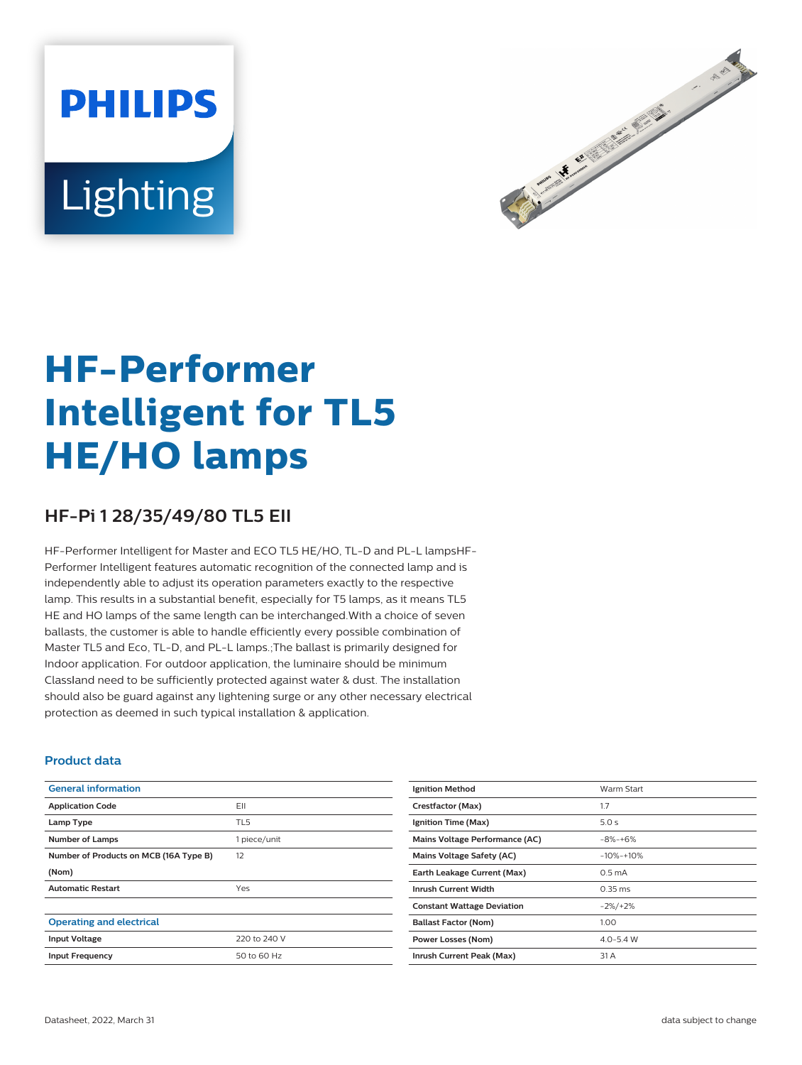# HF-Performer Intelligent for TL5 HE/HO lamps

## HF-Pi 1 28/35/49/80 TL5 EII

HF-Performer Intelligent for Master and ECO TL5 HE/HO, TL-D and PL-L lampsHF-Performer Intelligent features automatic recognition of the connected lamp and is independently able to adjust its operation parameters exactly to the respective lamp. This results in a substantial benefit, especially for T5 lamps, as it means TL5 HE and HO lamps of the same length can be interchanged.With a choice of seven ballasts, the customer is able to handle efficiently every possible combination of Master TL5 and Eco, TL-D, and PL-L lamps.;The ballast is primarily designed for Indoor application. For outdoor application, the luminaire should be minimum ClassIand need to be sufficiently protected against water & dust. The installation should also be guard against any lightening surge or any other necessary electrical protection as deemed in such typical installation & application.

### Product data

| General information | |
|---|---|
| Application Code | EII |
| Lamp Type | TL5 |
| Number of Lamps | 1 piece/unit |
| Number of Products on MCB (16A Type B) (Nom) | 12 |
| Automatic Restart | Yes |

| Operating and electrical | |
|---|---|
| Input Voltage | 220 to 240 V |
| Input Frequency | 50 to 60 Hz |
| Ignition Method | Warm Start |
| Crestfactor (Max) | 1.7 |
| Ignition Time (Max) | 5.0 s |
| Mains Voltage Performance (AC) | -8%-+6% |
| Mains Voltage Safety (AC) | -10%-+10% |
| Earth Leakage Current (Max) | 0.5 mA |
| Inrush Current Width | 0.35 ms |
| Constant Wattage Deviation | -2%/+2% |
| Ballast Factor (Nom) | 1.00 |
| Power Losses (Nom) | 4.0-5.4 W |
| Inrush Current Peak (Max) | 31 A |

Datasheet, 2022, March 31

data subject to change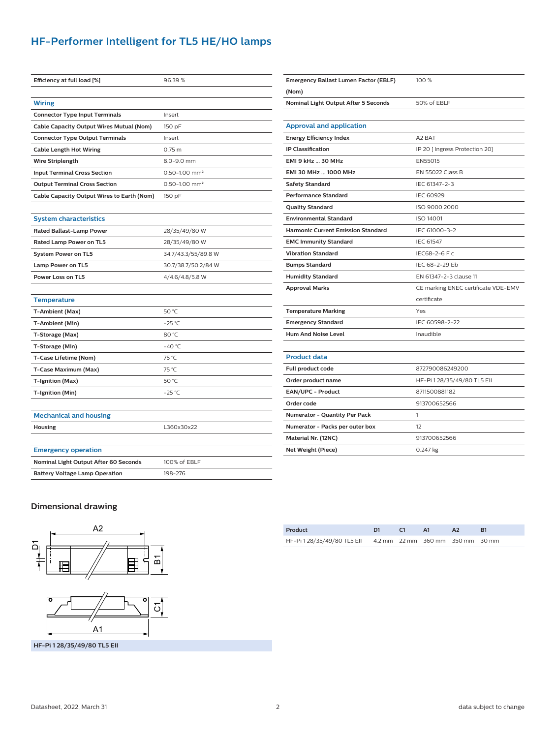# HF-Performer Intelligent for TL5 HE/HO lamps

| | |
|---|---|
| Efficiency at full load [%] | 96.39 % |

## Wiring

| | |
|---|---|
| Connector Type Input Terminals | Insert |
| Cable Capacity Output Wires Mutual (Nom) | 150 pF |
| Connector Type Output Terminals | Insert |
| Cable Length Hot Wiring | 0.75 m |
| Wire Striplength | 8.0-9.0 mm |
| Input Terminal Cross Section | 0.50-1.00 mm² |
| Output Terminal Cross Section | 0.50-1.00 mm² |
| Cable Capacity Output Wires to Earth (Nom) | 150 pF |

## System characteristics

| | |
|---|---|
| Rated Ballast-Lamp Power | 28/35/49/80 W |
| Rated Lamp Power on TL5 | 28/35/49/80 W |
| System Power on TL5 | 34.7/43.3/55/89.8 W |
| Lamp Power on TL5 | 30.7/38.7/50.2/84 W |
| Power Loss on TL5 | 4/4.6/4.8/5.8 W |

## Temperature

| | |
|---|---|
| T-Ambient (Max) | 50 °C |
| T-Ambient (Min) | -25 °C |
| T-Storage (Max) | 80 °C |
| T-Storage (Min) | -40 °C |
| T-Case Lifetime (Nom) | 75 °C |
| T-Case Maximum (Max) | 75 °C |
| T-Ignition (Max) | 50 °C |
| T-Ignition (Min) | -25 °C |

## Mechanical and housing

| | |
|---|---|
| Housing | L360x30x22 |

## Emergency operation

| | |
|---|---|
| Nominal Light Output After 60 Seconds | 100% of EBLF |
| Battery Voltage Lamp Operation | 198-276 |
| Emergency Ballast Lumen Factor (EBLF) (Nom) | 100 % |
| Nominal Light Output After 5 Seconds | 50% of EBLF |

## Approval and application

| | |
|---|---|
| Energy Efficiency Index | A2 BAT |
| IP Classification | IP 20 [ Ingress Protection 20] |
| EMI 9 kHz ... 30 MHz | EN55015 |
| EMI 30 MHz ... 1000 MHz | EN 55022 Class B |
| Safety Standard | IEC 61347-2-3 |
| Performance Standard | IEC 60929 |
| Quality Standard | ISO 9000:2000 |
| Environmental Standard | ISO 14001 |
| Harmonic Current Emission Standard | IEC 61000-3-2 |
| EMC Immunity Standard | IEC 61547 |
| Vibration Standard | IEC68-2-6 F c |
| Bumps Standard | IEC 68-2-29 Eb |
| Humidity Standard | EN 61347-2-3 clause 11 |
| Approval Marks | CE marking ENEC certificate VDE-EMV certificate |
| Temperature Marking | Yes |
| Emergency Standard | IEC 60598-2-22 |
| Hum And Noise Level | Inaudible |

## Product data

| | |
|---|---|
| Full product code | 872790086249200 |
| Order product name | HF-Pi 1 28/35/49/80 TL5 EII |
| EAN/UPC - Product | 8711500881182 |
| Order code | 913700652566 |
| Numerator - Quantity Per Pack | 1 |
| Numerator - Packs per outer box | 12 |
| Material Nr. (12NC) | 913700652566 |
| Net Weight (Piece) | 0.247 kg |

## Dimensional drawing

HF-Pi 1 28/35/49/80 TL5 EII

| Product | D1 | C1 | A1 | A2 | B1 |
|---|---|---|---|---|---|
| HF-Pi 1 28/35/49/80 TL5 EII | 4.2 mm | 22 mm | 360 mm | 350 mm | 30 mm |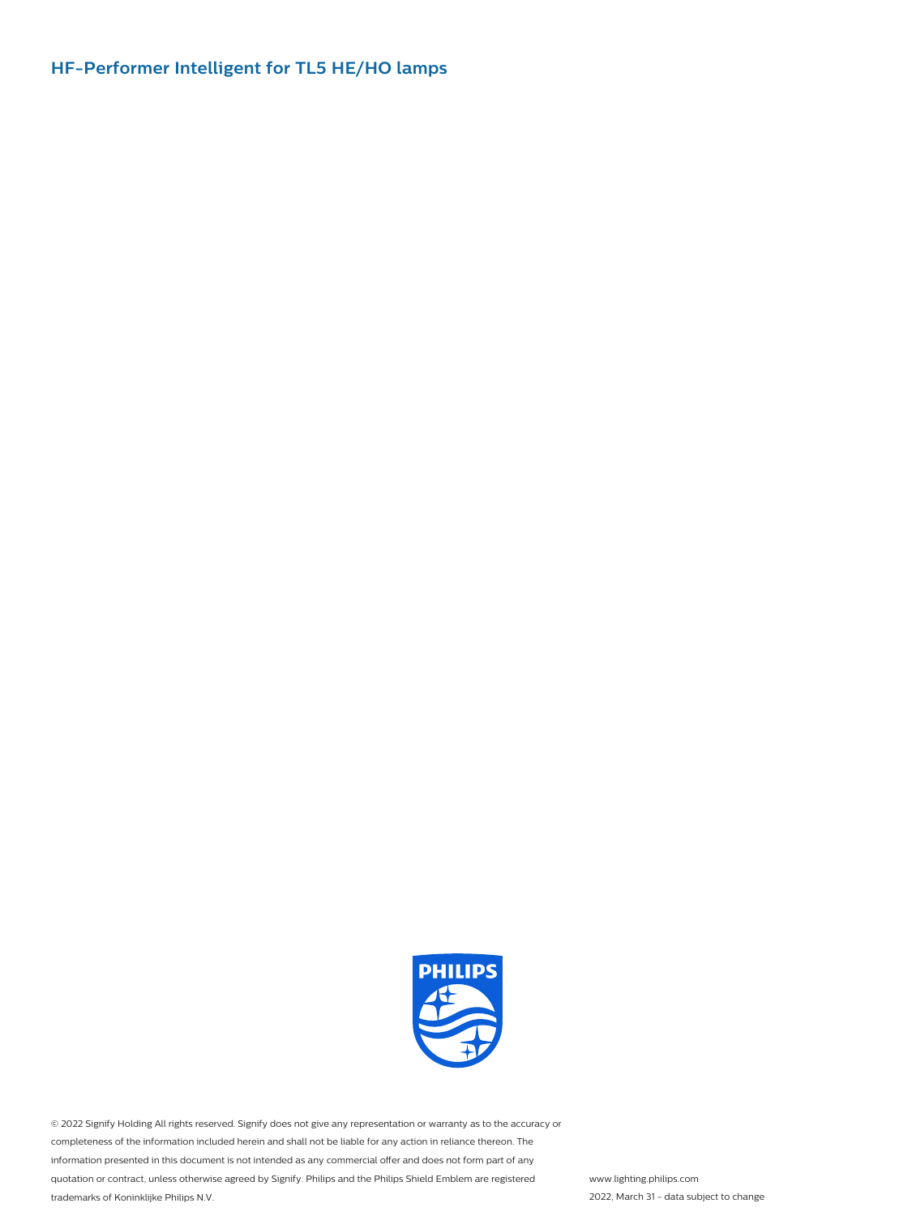© 2022 Signify Holding All rights reserved. Signify does not give any representation or warranty as to the accuracy or completeness of the information included herein and shall not be liable for any action in reliance thereon. The information presented in this document is not intended as any commercial offer and does not form part of any quotation or contract, unless otherwise agreed by Signify. Philips and the Philips Shield Emblem are registered trademarks of Koninklijke Philips N.V.

www.lighting.philips.com

2022, March 31 - data subject to change